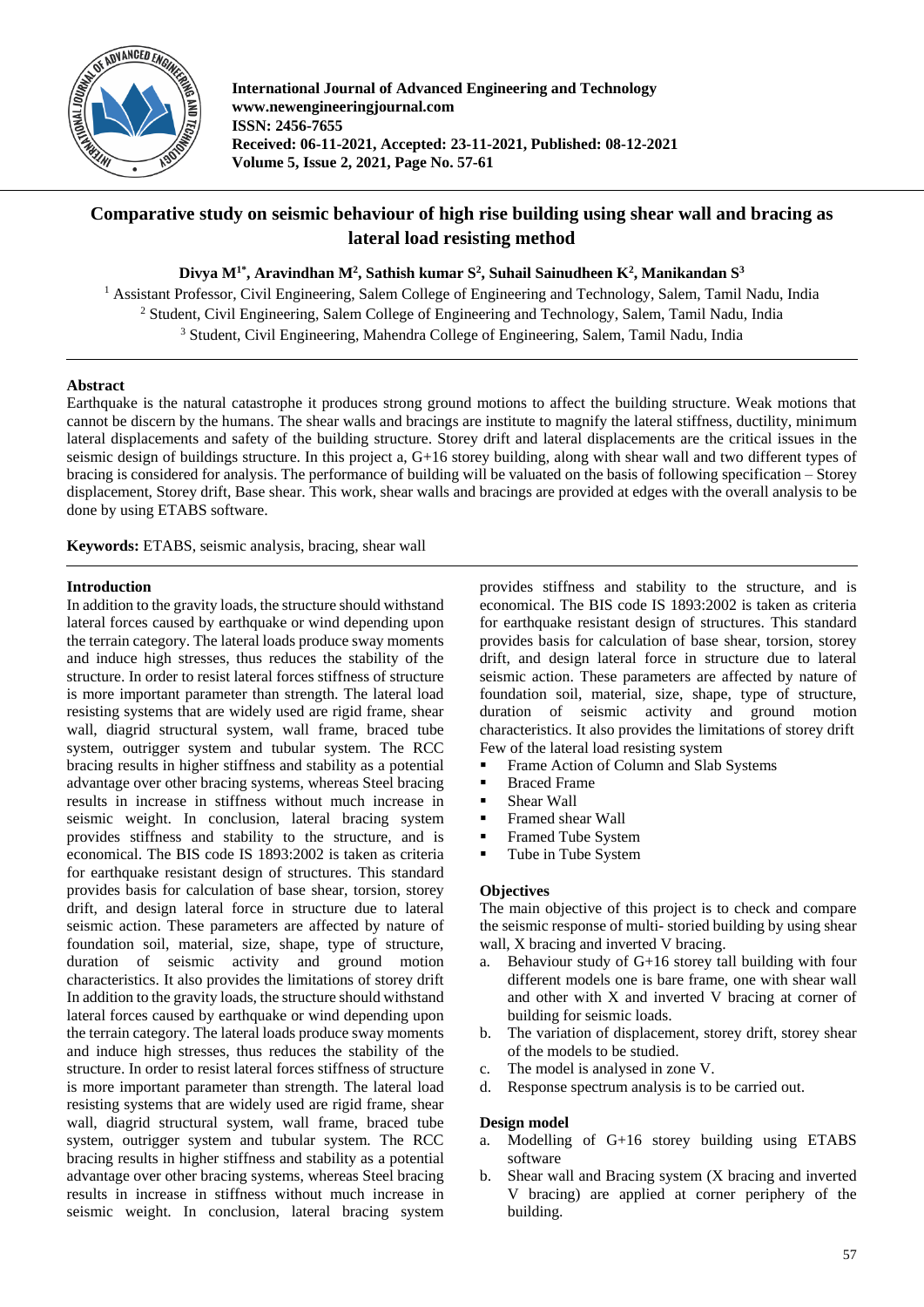# Comparative study on seismic behaviour of high rise building using shear wall and bracing as lateral load resisting method

**Divya M[1*], Aravindhan M[2], Sathish kumar S[2], Suhail Sainudheen K[2], Manikandan S[3]**

[1] Assistant Professor, Civil Engineering, Salem College of Engineering and Technology, Salem, Tamil Nadu, India
[2] Student, Civil Engineering, Salem College of Engineering and Technology, Salem, Tamil Nadu, India
[3] Student, Civil Engineering, Mahendra College of Engineering, Salem, Tamil Nadu, India

## Abstract

Earthquake is the natural catastrophe it produces strong ground motions to affect the building structure. Weak motions that cannot be discern by the humans. The shear walls and bracings are institute to magnify the lateral stiffness, ductility, minimum lateral displacements and safety of the building structure. Storey drift and lateral displacements are the critical issues in the seismic design of buildings structure. In this project a, G+16 storey building, along with shear wall and two different types of bracing is considered for analysis. The performance of building will be valuated on the basis of following specification – Storey displacement, Storey drift, Base shear. This work, shear walls and bracings are provided at edges with the overall analysis to be done by using ETABS software.

**Keywords:** ETABS, seismic analysis, bracing, shear wall

## Introduction

In addition to the gravity loads, the structure should withstand lateral forces caused by earthquake or wind depending upon the terrain category. The lateral loads produce sway moments and induce high stresses, thus reduces the stability of the structure. In order to resist lateral forces stiffness of structure is more important parameter than strength. The lateral load resisting systems that are widely used are rigid frame, shear wall, diagrid structural system, wall frame, braced tube system, outrigger system and tubular system. The RCC bracing results in higher stiffness and stability as a potential advantage over other bracing systems, whereas Steel bracing results in increase in stiffness without much increase in seismic weight. In conclusion, lateral bracing system provides stiffness and stability to the structure, and is economical. The BIS code IS 1893:2002 is taken as criteria for earthquake resistant design of structures. This standard provides basis for calculation of base shear, torsion, storey drift, and design lateral force in structure due to lateral seismic action. These parameters are affected by nature of foundation soil, material, size, shape, type of structure, duration of seismic activity and ground motion characteristics. It also provides the limitations of storey drift In addition to the gravity loads, the structure should withstand lateral forces caused by earthquake or wind depending upon the terrain category. The lateral loads produce sway moments and induce high stresses, thus reduces the stability of the structure. In order to resist lateral forces stiffness of structure is more important parameter than strength. The lateral load resisting systems that are widely used are rigid frame, shear wall, diagrid structural system, wall frame, braced tube system, outrigger system and tubular system. The RCC bracing results in higher stiffness and stability as a potential advantage over other bracing systems, whereas Steel bracing results in increase in stiffness without much increase in seismic weight. In conclusion, lateral bracing system provides stiffness and stability to the structure, and is economical. The BIS code IS 1893:2002 is taken as criteria for earthquake resistant design of structures. This standard provides basis for calculation of base shear, torsion, storey drift, and design lateral force in structure due to lateral seismic action. These parameters are affected by nature of foundation soil, material, size, shape, type of structure, duration of seismic activity and ground motion characteristics. It also provides the limitations of storey drift

Few of the lateral load resisting system

- Frame Action of Column and Slab Systems
- Braced Frame
- Shear Wall
- Framed shear Wall
- Framed Tube System
- Tube in Tube System

## Objectives

The main objective of this project is to check and compare the seismic response of multi- storied building by using shear wall, X bracing and inverted V bracing.

a. Behaviour study of G+16 storey tall building with four different models one is bare frame, one with shear wall and other with X and inverted V bracing at corner of building for seismic loads.
b. The variation of displacement, storey drift, storey shear of the models to be studied.
c. The model is analysed in zone V.
d. Response spectrum analysis is to be carried out.

## Design model

a. Modelling of G+16 storey building using ETABS software
b. Shear wall and Bracing system (X bracing and inverted V bracing) are applied at corner periphery of the building.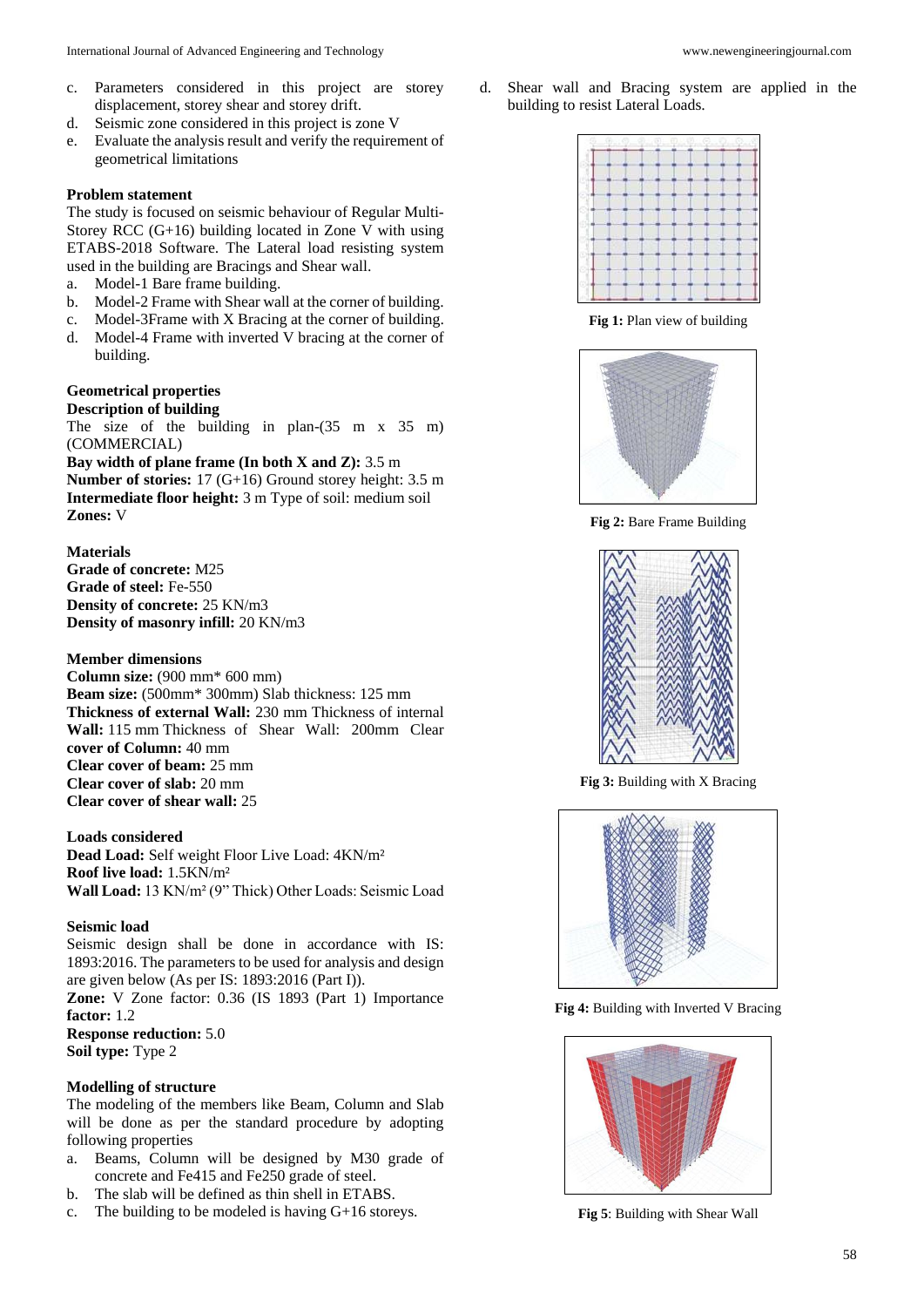c. Parameters considered in this project are storey displacement, storey shear and storey drift.
d. Seismic zone considered in this project is zone V
e. Evaluate the analysis result and verify the requirement of geometrical limitations

**Problem statement**

The study is focused on seismic behaviour of Regular Multi-Storey RCC (G+16) building located in Zone V with using ETABS-2018 Software. The Lateral load resisting system used in the building are Bracings and Shear wall.

a. Model-1 Bare frame building.
b. Model-2 Frame with Shear wall at the corner of building.
c. Model-3Frame with X Bracing at the corner of building.
d. Model-4 Frame with inverted V bracing at the corner of building.

**Geometrical properties**

**Description of building**

The size of the building in plan-(35 m x 35 m) (COMMERCIAL)

**Bay width of plane frame (In both X and Z):** 3.5 m
**Number of stories:** 17 (G+16) Ground storey height: 3.5 m
**Intermediate floor height:** 3 m Type of soil: medium soil
**Zones:** V

**Materials**

**Grade of concrete:** M25
**Grade of steel:** Fe-550
**Density of concrete:** 25 KN/m3
**Density of masonry infill:** 20 KN/m3

**Member dimensions**

**Column size:** (900 mm* 600 mm)
**Beam size:** (500mm* 300mm) Slab thickness: 125 mm
**Thickness of external Wall:** 230 mm Thickness of internal **Wall:** 115 mm Thickness of Shear Wall: 200mm Clear **cover of Column:** 40 mm
**Clear cover of beam:** 25 mm
**Clear cover of slab:** 20 mm
**Clear cover of shear wall:** 25

**Loads considered**

**Dead Load:** Self weight Floor Live Load: 4KN/m²
**Roof live load:** 1.5KN/m²
**Wall Load:** 13 KN/m² (9" Thick) Other Loads: Seismic Load

**Seismic load**

Seismic design shall be done in accordance with IS: 1893:2016. The parameters to be used for analysis and design are given below (As per IS: 1893:2016 (Part I)).

**Zone:** V Zone factor: 0.36 (IS 1893 (Part 1) Importance **factor:** 1.2
**Response reduction:** 5.0
**Soil type:** Type 2

**Modelling of structure**

The modeling of the members like Beam, Column and Slab will be done as per the standard procedure by adopting following properties

a. Beams, Column will be designed by M30 grade of concrete and Fe415 and Fe250 grade of steel.
b. The slab will be defined as thin shell in ETABS.
c. The building to be modeled is having G+16 storeys.
d. Shear wall and Bracing system are applied in the building to resist Lateral Loads.

**Fig 1:** Plan view of building

**Fig 2:** Bare Frame Building

**Fig 3:** Building with X Bracing

**Fig 4:** Building with Inverted V Bracing

**Fig 5**: Building with Shear Wall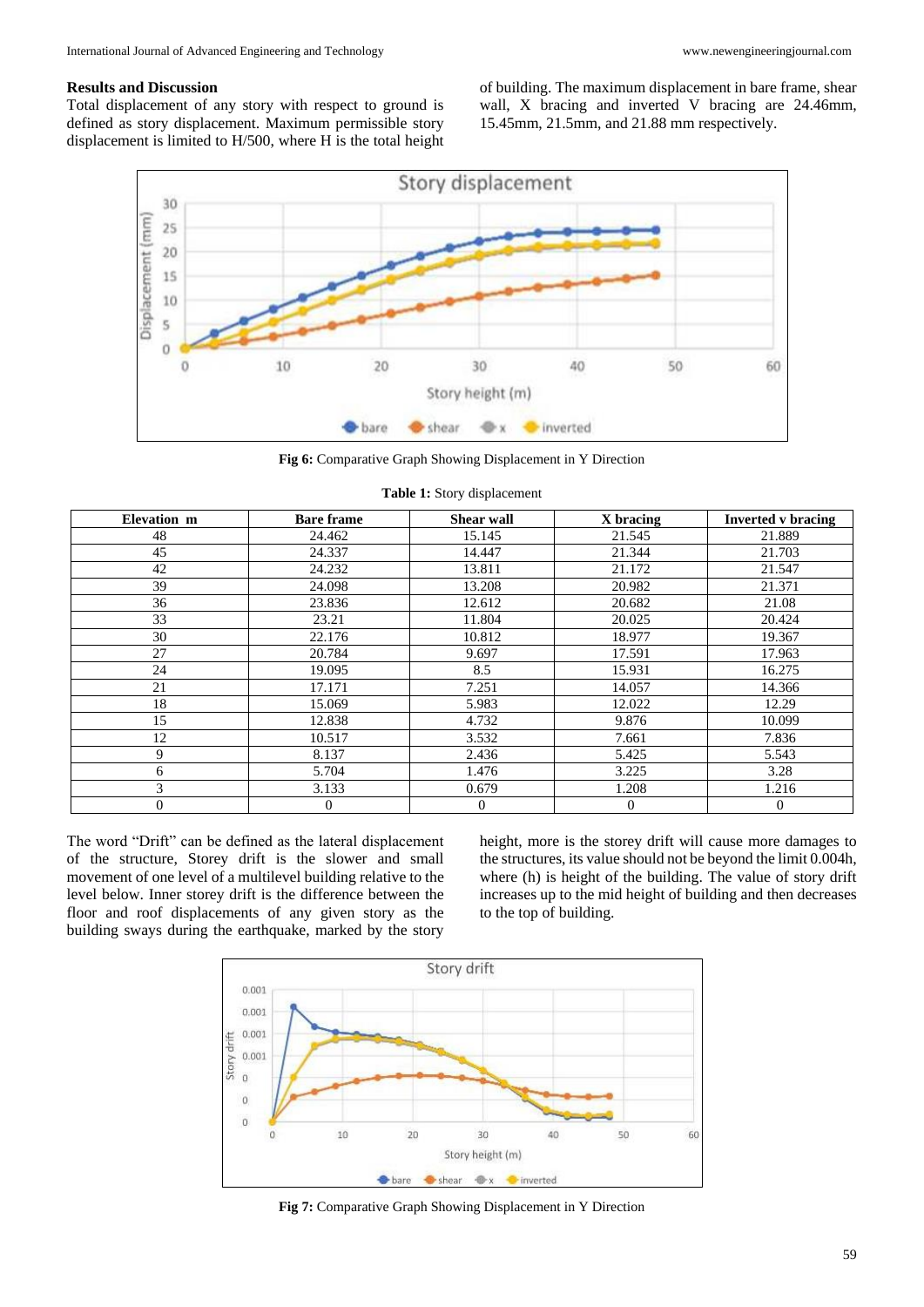### Results and Discussion

Total displacement of any story with respect to ground is defined as story displacement. Maximum permissible story displacement is limited to H/500, where H is the total height of building. The maximum displacement in bare frame, shear wall, X bracing and inverted V bracing are 24.46mm, 15.45mm, 21.5mm, and 21.88 mm respectively.

**Fig 6:** Comparative Graph Showing Displacement in Y Direction

**Table 1:** Story displacement

| Elevation m | Bare frame | Shear wall | X bracing | Inverted v bracing |
|---|---|---|---|---|
| 48 | 24.462 | 15.145 | 21.545 | 21.889 |
| 45 | 24.337 | 14.447 | 21.344 | 21.703 |
| 42 | 24.232 | 13.811 | 21.172 | 21.547 |
| 39 | 24.098 | 13.208 | 20.982 | 21.371 |
| 36 | 23.836 | 12.612 | 20.682 | 21.08 |
| 33 | 23.21 | 11.804 | 20.025 | 20.424 |
| 30 | 22.176 | 10.812 | 18.977 | 19.367 |
| 27 | 20.784 | 9.697 | 17.591 | 17.963 |
| 24 | 19.095 | 8.5 | 15.931 | 16.275 |
| 21 | 17.171 | 7.251 | 14.057 | 14.366 |
| 18 | 15.069 | 5.983 | 12.022 | 12.29 |
| 15 | 12.838 | 4.732 | 9.876 | 10.099 |
| 12 | 10.517 | 3.532 | 7.661 | 7.836 |
| 9 | 8.137 | 2.436 | 5.425 | 5.543 |
| 6 | 5.704 | 1.476 | 3.225 | 3.28 |
| 3 | 3.133 | 0.679 | 1.208 | 1.216 |
| 0 | 0 | 0 | 0 | 0 |

The word "Drift" can be defined as the lateral displacement of the structure, Storey drift is the slower and small movement of one level of a multilevel building relative to the level below. Inner storey drift is the difference between the floor and roof displacements of any given story as the building sways during the earthquake, marked by the story height, more is the storey drift will cause more damages to the structures, its value should not be beyond the limit 0.004h, where (h) is height of the building. The value of story drift increases up to the mid height of building and then decreases to the top of building.

**Fig 7:** Comparative Graph Showing Displacement in Y Direction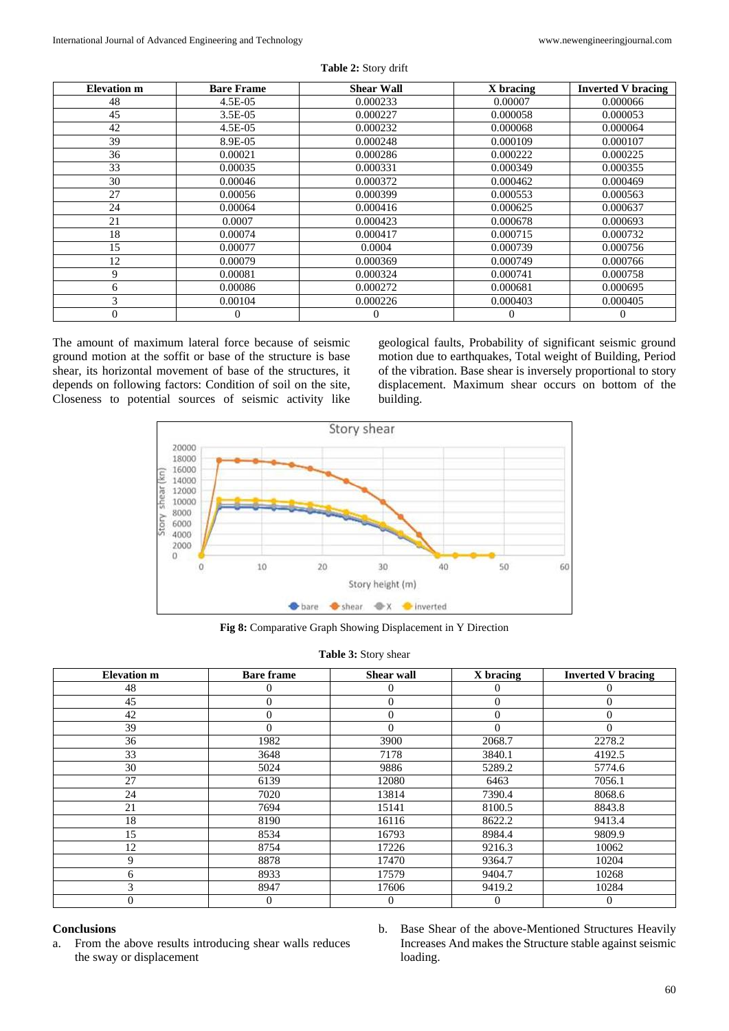**Table 2:** Story drift

| Elevation m | Bare Frame | Shear Wall | X bracing | Inverted V bracing |
|---|---|---|---|---|
| 48 | 4.5E-05 | 0.000233 | 0.00007 | 0.000066 |
| 45 | 3.5E-05 | 0.000227 | 0.000058 | 0.000053 |
| 42 | 4.5E-05 | 0.000232 | 0.000068 | 0.000064 |
| 39 | 8.9E-05 | 0.000248 | 0.000109 | 0.000107 |
| 36 | 0.00021 | 0.000286 | 0.000222 | 0.000225 |
| 33 | 0.00035 | 0.000331 | 0.000349 | 0.000355 |
| 30 | 0.00046 | 0.000372 | 0.000462 | 0.000469 |
| 27 | 0.00056 | 0.000399 | 0.000553 | 0.000563 |
| 24 | 0.00064 | 0.000416 | 0.000625 | 0.000637 |
| 21 | 0.0007 | 0.000423 | 0.000678 | 0.000693 |
| 18 | 0.00074 | 0.000417 | 0.000715 | 0.000732 |
| 15 | 0.00077 | 0.0004 | 0.000739 | 0.000756 |
| 12 | 0.00079 | 0.000369 | 0.000749 | 0.000766 |
| 9 | 0.00081 | 0.000324 | 0.000741 | 0.000758 |
| 6 | 0.00086 | 0.000272 | 0.000681 | 0.000695 |
| 3 | 0.00104 | 0.000226 | 0.000403 | 0.000405 |
| 0 | 0 | 0 | 0 | 0 |

The amount of maximum lateral force because of seismic ground motion at the soffit or base of the structure is base shear, its horizontal movement of base of the structures, it depends on following factors: Condition of soil on the site, Closeness to potential sources of seismic activity like geological faults, Probability of significant seismic ground motion due to earthquakes, Total weight of Building, Period of the vibration. Base shear is inversely proportional to story displacement. Maximum shear occurs on bottom of the building.

**Fig 8:** Comparative Graph Showing Displacement in Y Direction

**Table 3:** Story shear

| Elevation m | Bare frame | Shear wall | X bracing | Inverted V bracing |
|---|---|---|---|---|
| 48 | 0 | 0 | 0 | 0 |
| 45 | 0 | 0 | 0 | 0 |
| 42 | 0 | 0 | 0 | 0 |
| 39 | 0 | 0 | 0 | 0 |
| 36 | 1982 | 3900 | 2068.7 | 2278.2 |
| 33 | 3648 | 7178 | 3840.1 | 4192.5 |
| 30 | 5024 | 9886 | 5289.2 | 5774.6 |
| 27 | 6139 | 12080 | 6463 | 7056.1 |
| 24 | 7020 | 13814 | 7390.4 | 8068.6 |
| 21 | 7694 | 15141 | 8100.5 | 8843.8 |
| 18 | 8190 | 16116 | 8622.2 | 9413.4 |
| 15 | 8534 | 16793 | 8984.4 | 9809.9 |
| 12 | 8754 | 17226 | 9216.3 | 10062 |
| 9 | 8878 | 17470 | 9364.7 | 10204 |
| 6 | 8933 | 17579 | 9404.7 | 10268 |
| 3 | 8947 | 17606 | 9419.2 | 10284 |
| 0 | 0 | 0 | 0 | 0 |

## Conclusions

a. From the above results introducing shear walls reduces the sway or displacement

b. Base Shear of the above-Mentioned Structures Heavily Increases And makes the Structure stable against seismic loading.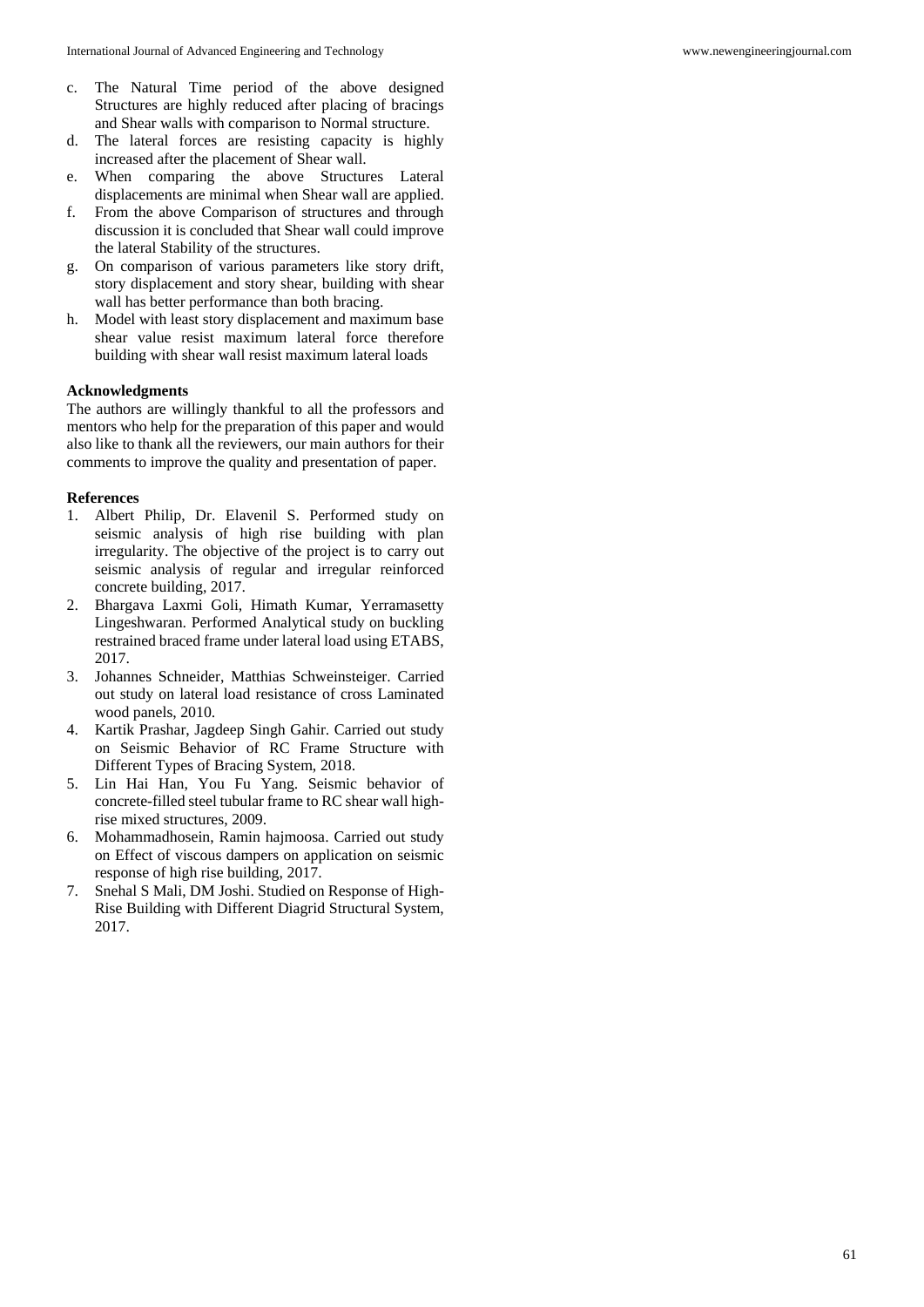c. The Natural Time period of the above designed Structures are highly reduced after placing of bracings and Shear walls with comparison to Normal structure.
d. The lateral forces are resisting capacity is highly increased after the placement of Shear wall.
e. When comparing the above Structures Lateral displacements are minimal when Shear wall are applied.
f. From the above Comparison of structures and through discussion it is concluded that Shear wall could improve the lateral Stability of the structures.
g. On comparison of various parameters like story drift, story displacement and story shear, building with shear wall has better performance than both bracing.
h. Model with least story displacement and maximum base shear value resist maximum lateral force therefore building with shear wall resist maximum lateral loads

**Acknowledgments**

The authors are willingly thankful to all the professors and mentors who help for the preparation of this paper and would also like to thank all the reviewers, our main authors for their comments to improve the quality and presentation of paper.

**References**

1. Albert Philip, Dr. Elavenil S. Performed study on seismic analysis of high rise building with plan irregularity. The objective of the project is to carry out seismic analysis of regular and irregular reinforced concrete building, 2017.
2. Bhargava Laxmi Goli, Himath Kumar, Yerramasetty Lingeshwaran. Performed Analytical study on buckling restrained braced frame under lateral load using ETABS, 2017.
3. Johannes Schneider, Matthias Schweinsteiger. Carried out study on lateral load resistance of cross Laminated wood panels, 2010.
4. Kartik Prashar, Jagdeep Singh Gahir. Carried out study on Seismic Behavior of RC Frame Structure with Different Types of Bracing System, 2018.
5. Lin Hai Han, You Fu Yang. Seismic behavior of concrete-filled steel tubular frame to RC shear wall high-rise mixed structures, 2009.
6. Mohammadhosein, Ramin hajmoosa. Carried out study on Effect of viscous dampers on application on seismic response of high rise building, 2017.
7. Snehal S Mali, DM Joshi. Studied on Response of High-Rise Building with Different Diagrid Structural System, 2017.